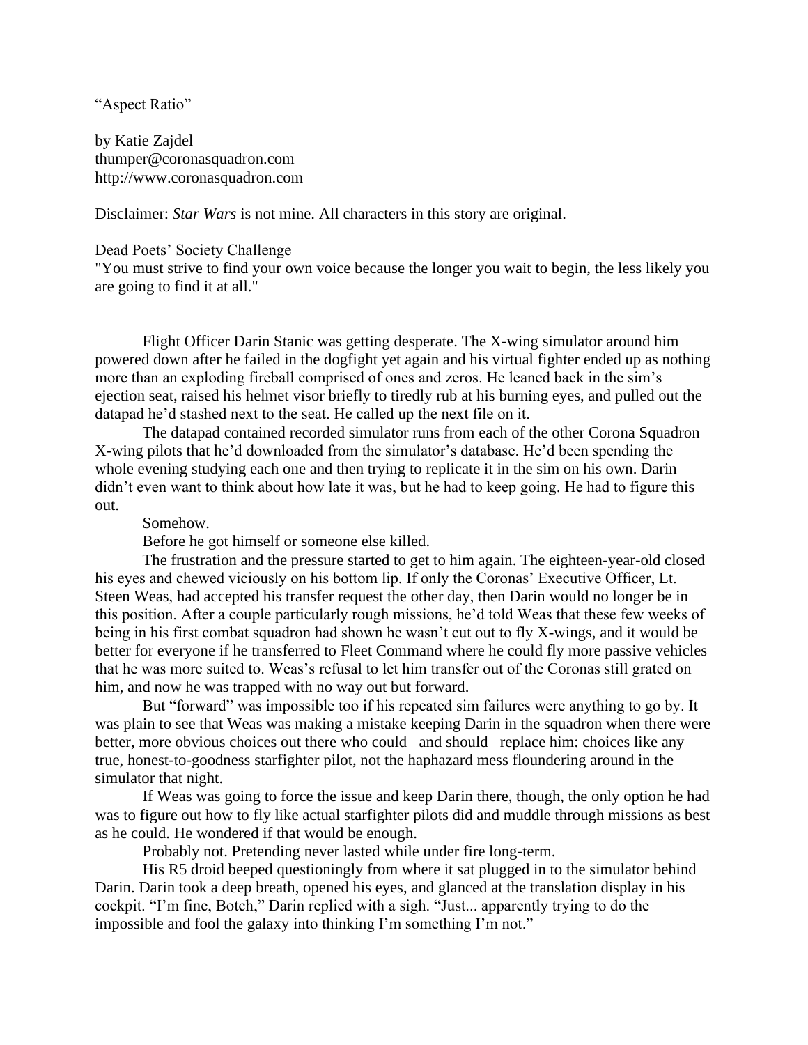"Aspect Ratio"

by Katie Zajdel
thumper@coronasquadron.com
http://www.coronasquadron.com

Disclaimer: *Star Wars* is not mine. All characters in this story are original.

Dead Poets' Society Challenge
"You must strive to find your own voice because the longer you wait to begin, the less likely you are going to find it at all."

Flight Officer Darin Stanic was getting desperate. The X-wing simulator around him powered down after he failed in the dogfight yet again and his virtual fighter ended up as nothing more than an exploding fireball comprised of ones and zeros. He leaned back in the sim's ejection seat, raised his helmet visor briefly to tiredly rub at his burning eyes, and pulled out the datapad he'd stashed next to the seat. He called up the next file on it.

The datapad contained recorded simulator runs from each of the other Corona Squadron X-wing pilots that he'd downloaded from the simulator's database. He'd been spending the whole evening studying each one and then trying to replicate it in the sim on his own. Darin didn't even want to think about how late it was, but he had to keep going. He had to figure this out.

Somehow.

Before he got himself or someone else killed.

The frustration and the pressure started to get to him again. The eighteen-year-old closed his eyes and chewed viciously on his bottom lip. If only the Coronas' Executive Officer, Lt. Steen Weas, had accepted his transfer request the other day, then Darin would no longer be in this position. After a couple particularly rough missions, he'd told Weas that these few weeks of being in his first combat squadron had shown he wasn't cut out to fly X-wings, and it would be better for everyone if he transferred to Fleet Command where he could fly more passive vehicles that he was more suited to. Weas's refusal to let him transfer out of the Coronas still grated on him, and now he was trapped with no way out but forward.

But "forward" was impossible too if his repeated sim failures were anything to go by. It was plain to see that Weas was making a mistake keeping Darin in the squadron when there were better, more obvious choices out there who could– and should– replace him: choices like any true, honest-to-goodness starfighter pilot, not the haphazard mess floundering around in the simulator that night.

If Weas was going to force the issue and keep Darin there, though, the only option he had was to figure out how to fly like actual starfighter pilots did and muddle through missions as best as he could. He wondered if that would be enough.

Probably not. Pretending never lasted while under fire long-term.

His R5 droid beeped questioningly from where it sat plugged in to the simulator behind Darin. Darin took a deep breath, opened his eyes, and glanced at the translation display in his cockpit. "I'm fine, Botch," Darin replied with a sigh. "Just... apparently trying to do the impossible and fool the galaxy into thinking I'm something I'm not."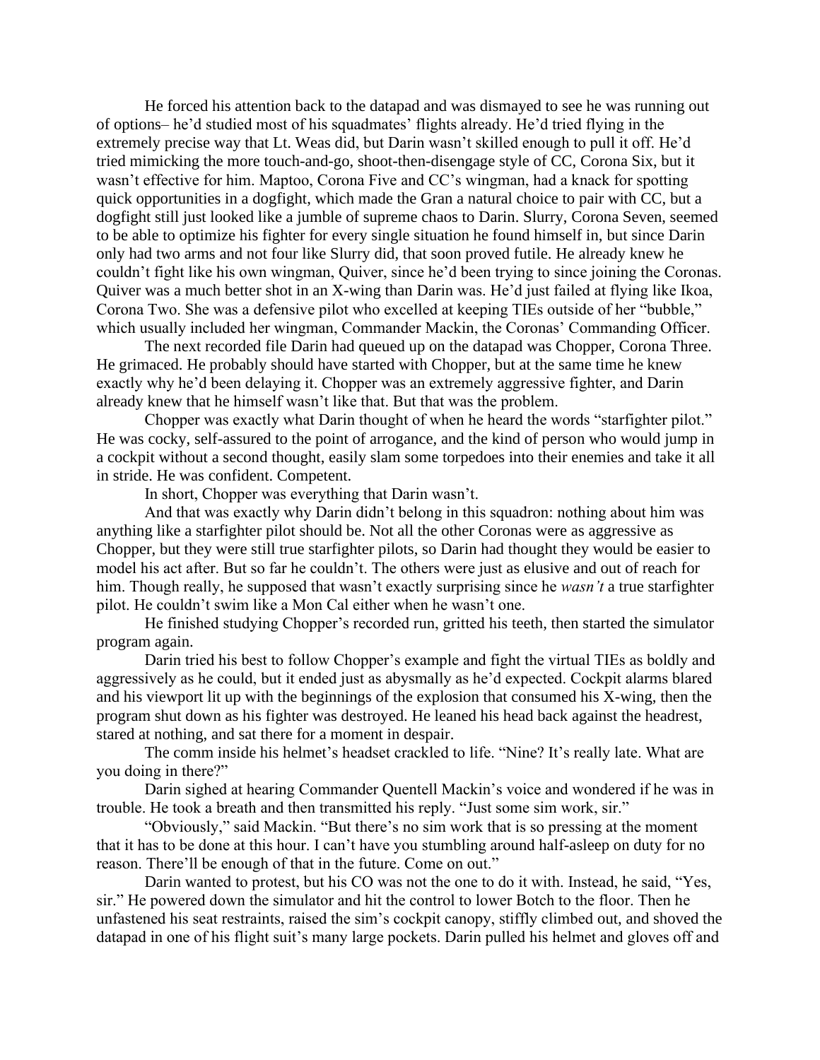He forced his attention back to the datapad and was dismayed to see he was running out of options– he'd studied most of his squadmates' flights already. He'd tried flying in the extremely precise way that Lt. Weas did, but Darin wasn't skilled enough to pull it off. He'd tried mimicking the more touch-and-go, shoot-then-disengage style of CC, Corona Six, but it wasn't effective for him. Maptoo, Corona Five and CC's wingman, had a knack for spotting quick opportunities in a dogfight, which made the Gran a natural choice to pair with CC, but a dogfight still just looked like a jumble of supreme chaos to Darin. Slurry, Corona Seven, seemed to be able to optimize his fighter for every single situation he found himself in, but since Darin only had two arms and not four like Slurry did, that soon proved futile. He already knew he couldn't fight like his own wingman, Quiver, since he'd been trying to since joining the Coronas. Quiver was a much better shot in an X-wing than Darin was. He'd just failed at flying like Ikoa, Corona Two. She was a defensive pilot who excelled at keeping TIEs outside of her "bubble," which usually included her wingman, Commander Mackin, the Coronas' Commanding Officer.

The next recorded file Darin had queued up on the datapad was Chopper, Corona Three. He grimaced. He probably should have started with Chopper, but at the same time he knew exactly why he'd been delaying it. Chopper was an extremely aggressive fighter, and Darin already knew that he himself wasn't like that. But that was the problem.

Chopper was exactly what Darin thought of when he heard the words "starfighter pilot." He was cocky, self-assured to the point of arrogance, and the kind of person who would jump in a cockpit without a second thought, easily slam some torpedoes into their enemies and take it all in stride. He was confident. Competent.

In short, Chopper was everything that Darin wasn't.

And that was exactly why Darin didn't belong in this squadron: nothing about him was anything like a starfighter pilot should be. Not all the other Coronas were as aggressive as Chopper, but they were still true starfighter pilots, so Darin had thought they would be easier to model his act after. But so far he couldn't. The others were just as elusive and out of reach for him. Though really, he supposed that wasn't exactly surprising since he *wasn't* a true starfighter pilot. He couldn't swim like a Mon Cal either when he wasn't one.

He finished studying Chopper's recorded run, gritted his teeth, then started the simulator program again.

Darin tried his best to follow Chopper's example and fight the virtual TIEs as boldly and aggressively as he could, but it ended just as abysmally as he'd expected. Cockpit alarms blared and his viewport lit up with the beginnings of the explosion that consumed his X-wing, then the program shut down as his fighter was destroyed. He leaned his head back against the headrest, stared at nothing, and sat there for a moment in despair.

The comm inside his helmet's headset crackled to life. "Nine? It's really late. What are you doing in there?"

Darin sighed at hearing Commander Quentell Mackin's voice and wondered if he was in trouble. He took a breath and then transmitted his reply. "Just some sim work, sir."

"Obviously," said Mackin. "But there's no sim work that is so pressing at the moment that it has to be done at this hour. I can't have you stumbling around half-asleep on duty for no reason. There'll be enough of that in the future. Come on out."

Darin wanted to protest, but his CO was not the one to do it with. Instead, he said, "Yes, sir." He powered down the simulator and hit the control to lower Botch to the floor. Then he unfastened his seat restraints, raised the sim's cockpit canopy, stiffly climbed out, and shoved the datapad in one of his flight suit's many large pockets. Darin pulled his helmet and gloves off and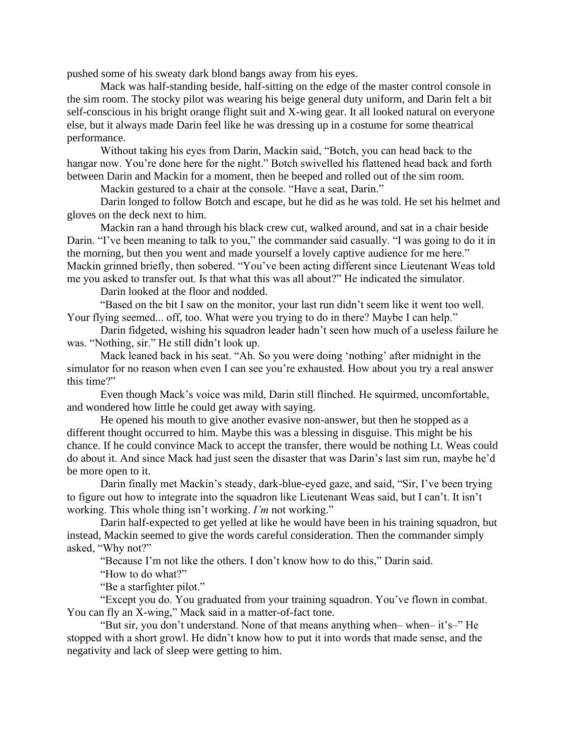pushed some of his sweaty dark blond bangs away from his eyes.

Mack was half-standing beside, half-sitting on the edge of the master control console in the sim room. The stocky pilot was wearing his beige general duty uniform, and Darin felt a bit self-conscious in his bright orange flight suit and X-wing gear. It all looked natural on everyone else, but it always made Darin feel like he was dressing up in a costume for some theatrical performance.

Without taking his eyes from Darin, Mackin said, “Botch, you can head back to the hangar now. You’re done here for the night.” Botch swivelled his flattened head back and forth between Darin and Mackin for a moment, then he beeped and rolled out of the sim room.

Mackin gestured to a chair at the console. “Have a seat, Darin.”

Darin longed to follow Botch and escape, but he did as he was told. He set his helmet and gloves on the deck next to him.

Mackin ran a hand through his black crew cut, walked around, and sat in a chair beside Darin. “I’ve been meaning to talk to you,” the commander said casually. “I was going to do it in the morning, but then you went and made yourself a lovely captive audience for me here.” Mackin grinned briefly, then sobered. “You’ve been acting different since Lieutenant Weas told me you asked to transfer out. Is that what this was all about?” He indicated the simulator.

Darin looked at the floor and nodded.

“Based on the bit I saw on the monitor, your last run didn’t seem like it went too well. Your flying seemed... off, too. What were you trying to do in there? Maybe I can help.”

Darin fidgeted, wishing his squadron leader hadn’t seen how much of a useless failure he was. “Nothing, sir.” He still didn’t look up.

Mack leaned back in his seat. “Ah. So you were doing ‘nothing’ after midnight in the simulator for no reason when even I can see you’re exhausted. How about you try a real answer this time?”

Even though Mack’s voice was mild, Darin still flinched. He squirmed, uncomfortable, and wondered how little he could get away with saying.

He opened his mouth to give another evasive non-answer, but then he stopped as a different thought occurred to him. Maybe this was a blessing in disguise. This might be his chance. If he could convince Mack to accept the transfer, there would be nothing Lt. Weas could do about it. And since Mack had just seen the disaster that was Darin’s last sim run, maybe he’d be more open to it.

Darin finally met Mackin’s steady, dark-blue-eyed gaze, and said, “Sir, I’ve been trying to figure out how to integrate into the squadron like Lieutenant Weas said, but I can’t. It isn’t working. This whole thing isn’t working. *I’m* not working.”

Darin half-expected to get yelled at like he would have been in his training squadron, but instead, Mackin seemed to give the words careful consideration. Then the commander simply asked, “Why not?”

“Because I’m not like the others. I don’t know how to do this,” Darin said.

“How to do what?”

“Be a starfighter pilot.”

“Except you do. You graduated from your training squadron. You’ve flown in combat. You can fly an X-wing,” Mack said in a matter-of-fact tone.

“But sir, you don’t understand. None of that means anything when– when– it’s–” He stopped with a short growl. He didn’t know how to put it into words that made sense, and the negativity and lack of sleep were getting to him.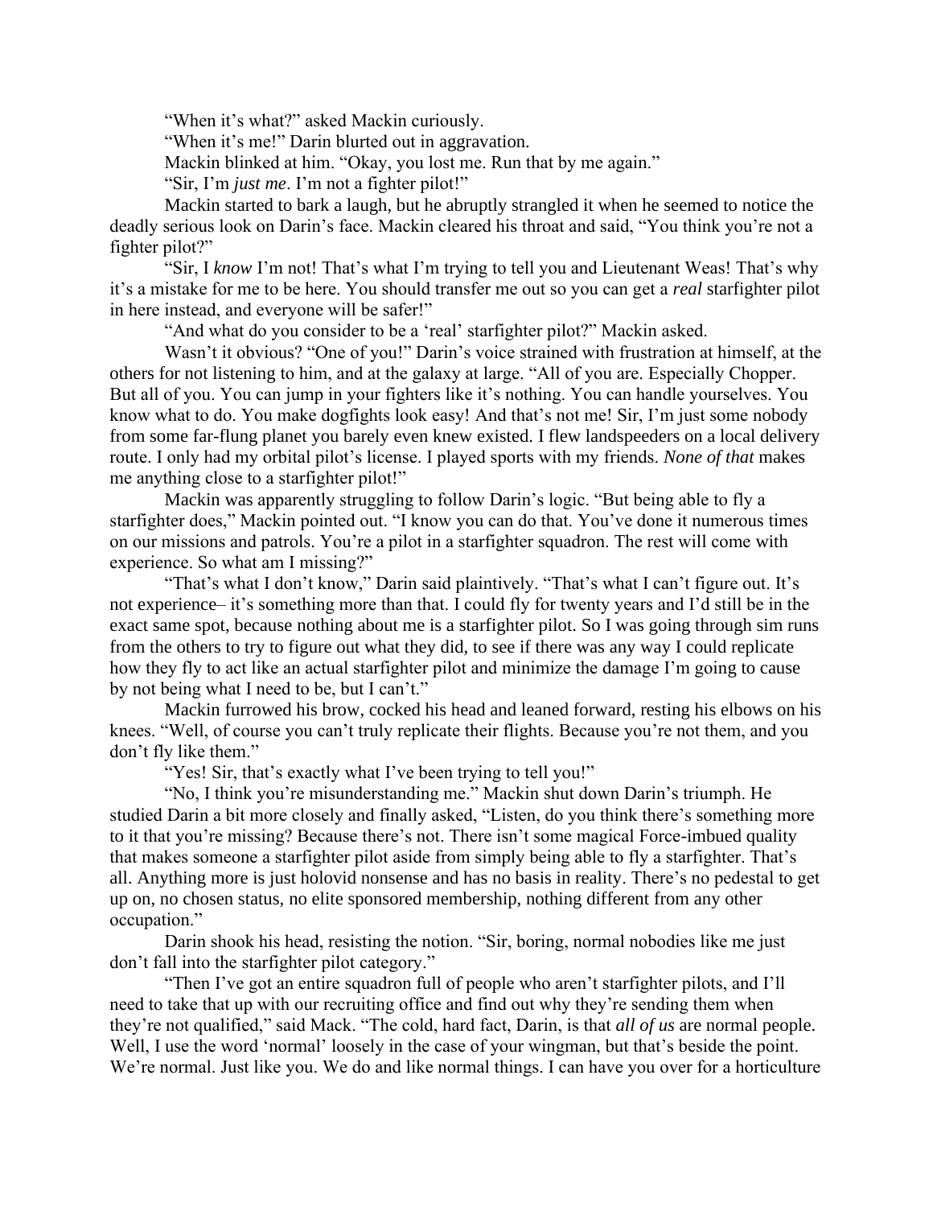"When it's what?" asked Mackin curiously.

"When it's me!" Darin blurted out in aggravation.

Mackin blinked at him. "Okay, you lost me. Run that by me again."

"Sir, I'm *just me*. I'm not a fighter pilot!"

Mackin started to bark a laugh, but he abruptly strangled it when he seemed to notice the deadly serious look on Darin's face. Mackin cleared his throat and said, "You think you're not a fighter pilot?"

"Sir, I *know* I'm not! That's what I'm trying to tell you and Lieutenant Weas! That's why it's a mistake for me to be here. You should transfer me out so you can get a *real* starfighter pilot in here instead, and everyone will be safer!"

"And what do you consider to be a 'real' starfighter pilot?" Mackin asked.

Wasn't it obvious? "One of you!" Darin's voice strained with frustration at himself, at the others for not listening to him, and at the galaxy at large. "All of you are. Especially Chopper. But all of you. You can jump in your fighters like it's nothing. You can handle yourselves. You know what to do. You make dogfights look easy! And that's not me! Sir, I'm just some nobody from some far-flung planet you barely even knew existed. I flew landspeeders on a local delivery route. I only had my orbital pilot's license. I played sports with my friends. *None of that* makes me anything close to a starfighter pilot!"

Mackin was apparently struggling to follow Darin's logic. "But being able to fly a starfighter does," Mackin pointed out. "I know you can do that. You've done it numerous times on our missions and patrols. You're a pilot in a starfighter squadron. The rest will come with experience. So what am I missing?"

"That's what I don't know," Darin said plaintively. "That's what I can't figure out. It's not experience– it's something more than that. I could fly for twenty years and I'd still be in the exact same spot, because nothing about me is a starfighter pilot. So I was going through sim runs from the others to try to figure out what they did, to see if there was any way I could replicate how they fly to act like an actual starfighter pilot and minimize the damage I'm going to cause by not being what I need to be, but I can't."

Mackin furrowed his brow, cocked his head and leaned forward, resting his elbows on his knees. "Well, of course you can't truly replicate their flights. Because you're not them, and you don't fly like them."

"Yes! Sir, that's exactly what I've been trying to tell you!"

"No, I think you're misunderstanding me." Mackin shut down Darin's triumph. He studied Darin a bit more closely and finally asked, "Listen, do you think there's something more to it that you're missing? Because there's not. There isn't some magical Force-imbued quality that makes someone a starfighter pilot aside from simply being able to fly a starfighter. That's all. Anything more is just holovid nonsense and has no basis in reality. There's no pedestal to get up on, no chosen status, no elite sponsored membership, nothing different from any other occupation."

Darin shook his head, resisting the notion. "Sir, boring, normal nobodies like me just don't fall into the starfighter pilot category."

"Then I've got an entire squadron full of people who aren't starfighter pilots, and I'll need to take that up with our recruiting office and find out why they're sending them when they're not qualified," said Mack. "The cold, hard fact, Darin, is that *all of us* are normal people. Well, I use the word 'normal' loosely in the case of your wingman, but that's beside the point. We're normal. Just like you. We do and like normal things. I can have you over for a horticulture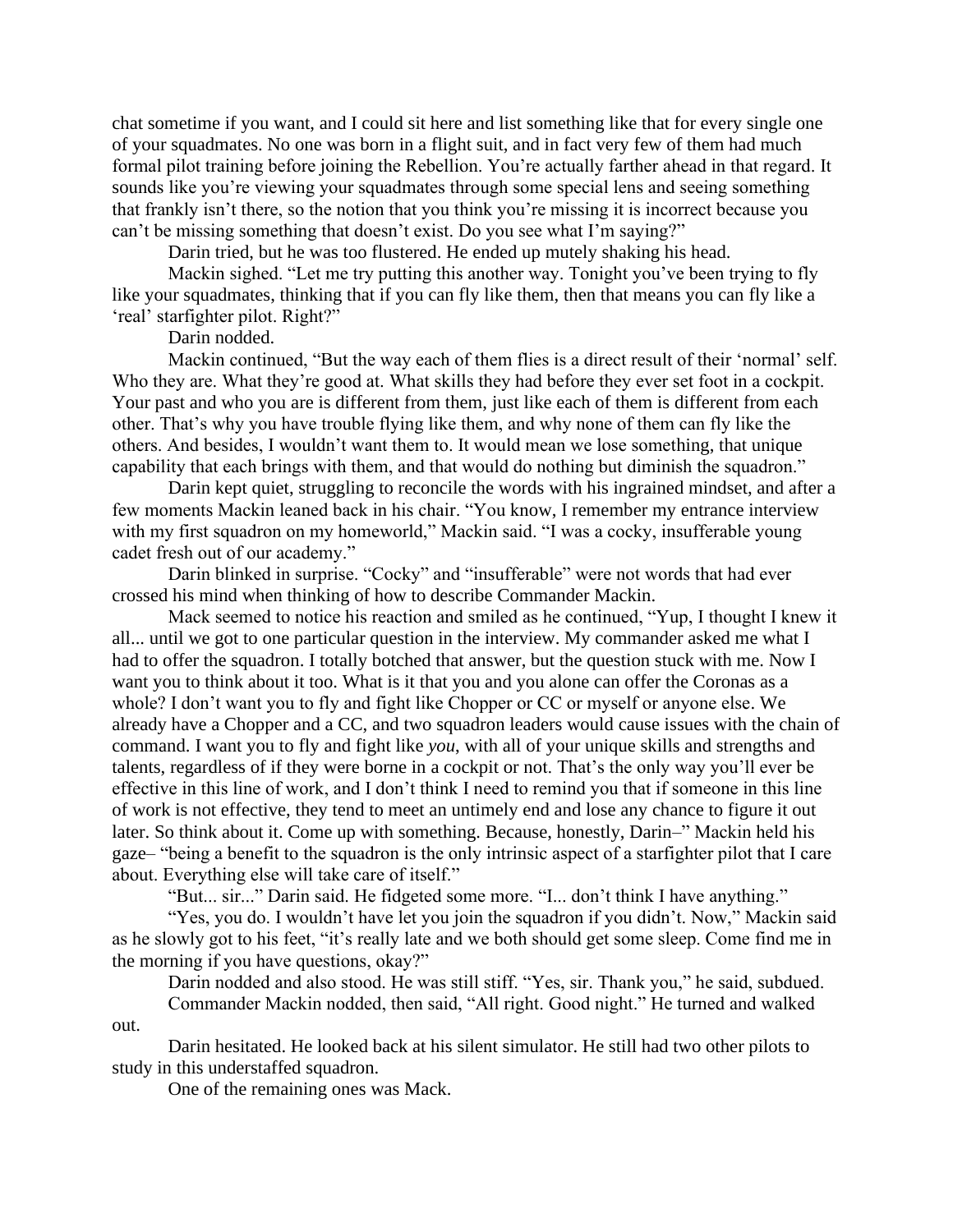chat sometime if you want, and I could sit here and list something like that for every single one of your squadmates. No one was born in a flight suit, and in fact very few of them had much formal pilot training before joining the Rebellion. You're actually farther ahead in that regard. It sounds like you're viewing your squadmates through some special lens and seeing something that frankly isn't there, so the notion that you think you're missing it is incorrect because you can't be missing something that doesn't exist. Do you see what I'm saying?"

Darin tried, but he was too flustered. He ended up mutely shaking his head.

Mackin sighed. "Let me try putting this another way. Tonight you've been trying to fly like your squadmates, thinking that if you can fly like them, then that means you can fly like a 'real' starfighter pilot. Right?"

Darin nodded.

Mackin continued, "But the way each of them flies is a direct result of their 'normal' self. Who they are. What they're good at. What skills they had before they ever set foot in a cockpit. Your past and who you are is different from them, just like each of them is different from each other. That's why you have trouble flying like them, and why none of them can fly like the others. And besides, I wouldn't want them to. It would mean we lose something, that unique capability that each brings with them, and that would do nothing but diminish the squadron."

Darin kept quiet, struggling to reconcile the words with his ingrained mindset, and after a few moments Mackin leaned back in his chair. "You know, I remember my entrance interview with my first squadron on my homeworld," Mackin said. "I was a cocky, insufferable young cadet fresh out of our academy."

Darin blinked in surprise. "Cocky" and "insufferable" were not words that had ever crossed his mind when thinking of how to describe Commander Mackin.

Mack seemed to notice his reaction and smiled as he continued, "Yup, I thought I knew it all... until we got to one particular question in the interview. My commander asked me what I had to offer the squadron. I totally botched that answer, but the question stuck with me. Now I want you to think about it too. What is it that you and you alone can offer the Coronas as a whole? I don't want you to fly and fight like Chopper or CC or myself or anyone else. We already have a Chopper and a CC, and two squadron leaders would cause issues with the chain of command. I want you to fly and fight like *you*, with all of your unique skills and strengths and talents, regardless of if they were borne in a cockpit or not. That's the only way you'll ever be effective in this line of work, and I don't think I need to remind you that if someone in this line of work is not effective, they tend to meet an untimely end and lose any chance to figure it out later. So think about it. Come up with something. Because, honestly, Darin–" Mackin held his gaze– "being a benefit to the squadron is the only intrinsic aspect of a starfighter pilot that I care about. Everything else will take care of itself."

"But... sir..." Darin said. He fidgeted some more. "I... don't think I have anything."

"Yes, you do. I wouldn't have let you join the squadron if you didn't. Now," Mackin said as he slowly got to his feet, "it's really late and we both should get some sleep. Come find me in the morning if you have questions, okay?"

Darin nodded and also stood. He was still stiff. "Yes, sir. Thank you," he said, subdued.

Commander Mackin nodded, then said, "All right. Good night." He turned and walked out.

Darin hesitated. He looked back at his silent simulator. He still had two other pilots to study in this understaffed squadron.

One of the remaining ones was Mack.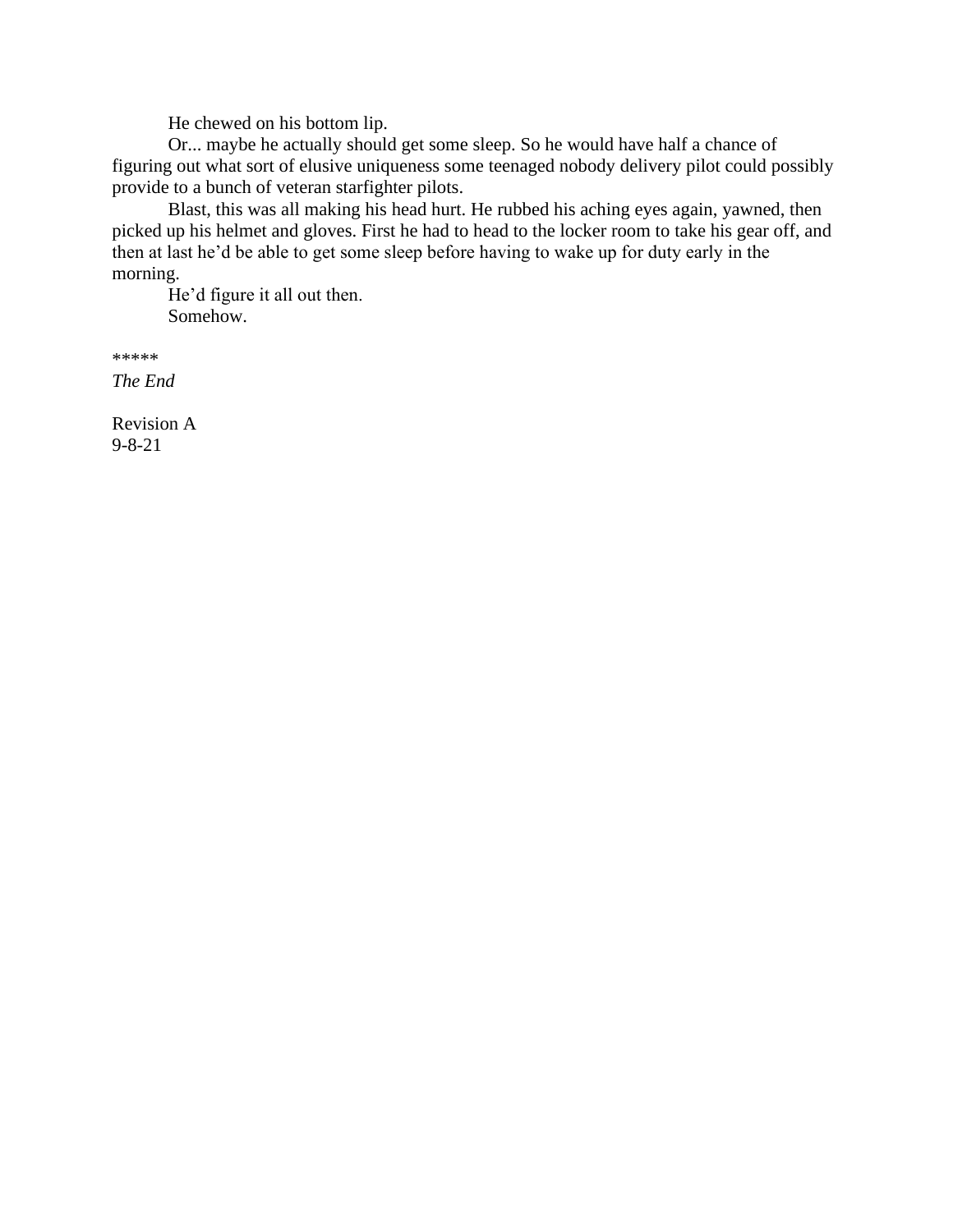He chewed on his bottom lip.

Or... maybe he actually should get some sleep. So he would have half a chance of figuring out what sort of elusive uniqueness some teenaged nobody delivery pilot could possibly provide to a bunch of veteran starfighter pilots.

Blast, this was all making his head hurt. He rubbed his aching eyes again, yawned, then picked up his helmet and gloves. First he had to head to the locker room to take his gear off, and then at last he'd be able to get some sleep before having to wake up for duty early in the morning.

He'd figure it all out then.

Somehow.

*****

*The End*

Revision A
9-8-21